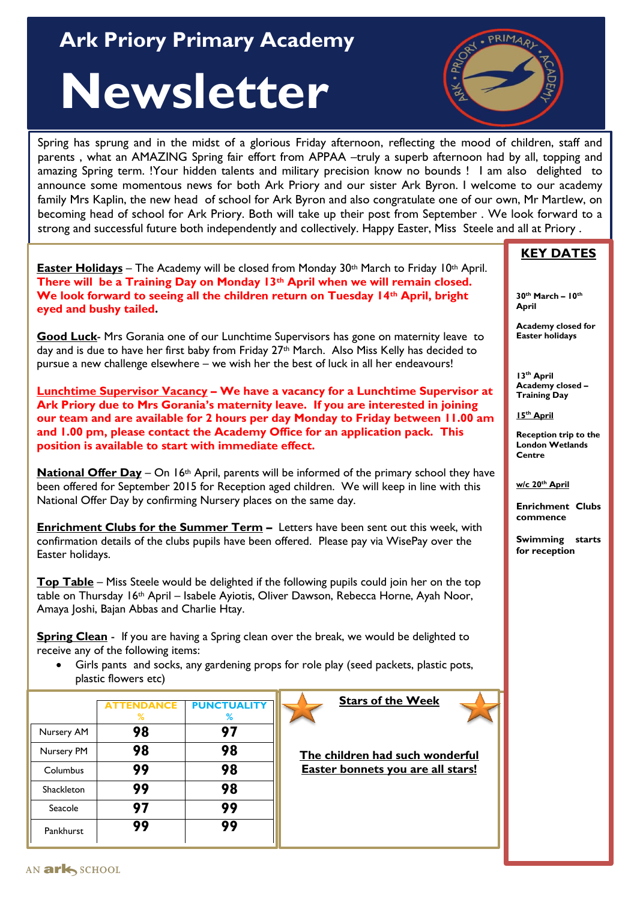# Ark Priory Primary Academy

# Newsletter

Spring has sprung and in the midst of a glorious Friday afternoon, reflecting the mood of children, staff and parents , what an AMAZING Spring fair effort from APPAA –truly a superb afternoon had by all, topping and amazing Spring term. !Your hidden talents and military precision know no bounds ! I am also delighted to announce some momentous news for both Ark Priory and our sister Ark Byron. I welcome to our academy family Mrs Kaplin, the new head of school for Ark Byron and also congratulate one of our own, Mr Martlew, on becoming head of school for Ark Priory. Both will take up their post from September . We look forward to a strong and successful future both independently and collectively. Happy Easter, Miss Steele and all at Priory .

**Easter Holidays** – The Academy will be closed from Monday 30th March to Friday 10th April. **There will be a Training Day on Monday 13th April when we will remain closed. We look forward to seeing all the children return on Tuesday 14th April, bright eyed and bushy tailed.**

**Good Luck**- Mrs Gorania one of our Lunchtime Supervisors has gone on maternity leave to day and is due to have her first baby from Friday 27th March. Also Miss Kelly has decided to pursue a new challenge elsewhere – we wish her the best of luck in all her endeavours!

**Lunchtime Supervisor Vacancy – We have a vacancy for a Lunchtime Supervisor at Ark Priory due to Mrs Gorania's maternity leave. If you are interested in joining our team and are available for 2 hours per day Monday to Friday between 11.00 am and 1.00 pm, please contact the Academy Office for an application pack. This position is available to start with immediate effect.**

**National Offer Day** – On 16th April, parents will be informed of the primary school they have been offered for September 2015 for Reception aged children. We will keep in line with this National Offer Day by confirming Nursery places on the same day.

**Enrichment Clubs for the Summer Term –** Letters have been sent out this week, with confirmation details of the clubs pupils have been offered. Please pay via WisePay over the Easter holidays.

**Top Table** – Miss Steele would be delighted if the following pupils could join her on the top table on Thursday 16th April – Isabele Ayiotis, Oliver Dawson, Rebecca Horne, Ayah Noor, Amaya Joshi, Bajan Abbas and Charlie Htay.

**Spring Clean** - If you are having a Spring clean over the break, we would be delighted to receive any of the following items:

- Girls pants and socks, any gardening props for role play (seed packets, plastic pots, plastic flowers etc)

| | ATTENDANCE % | PUNCTUALITY % |
|---|---|---|
| Nursery AM | 98 | 97 |
| Nursery PM | 98 | 98 |
| Columbus | 99 | 98 |
| Shackleton | 99 | 98 |
| Seacole | 97 | 99 |
| Pankhurst | 99 | 99 |

**Stars of the Week**

**The children had such wonderful Easter bonnets you are all stars!**

## KEY DATES

**30th March – 10th April**

**Academy closed for Easter holidays**

**13th April**
**Academy closed – Training Day**

**15th April**

**Reception trip to the London Wetlands Centre**

**w/c 20th April**

**Enrichment Clubs commence**

**Swimming starts for reception**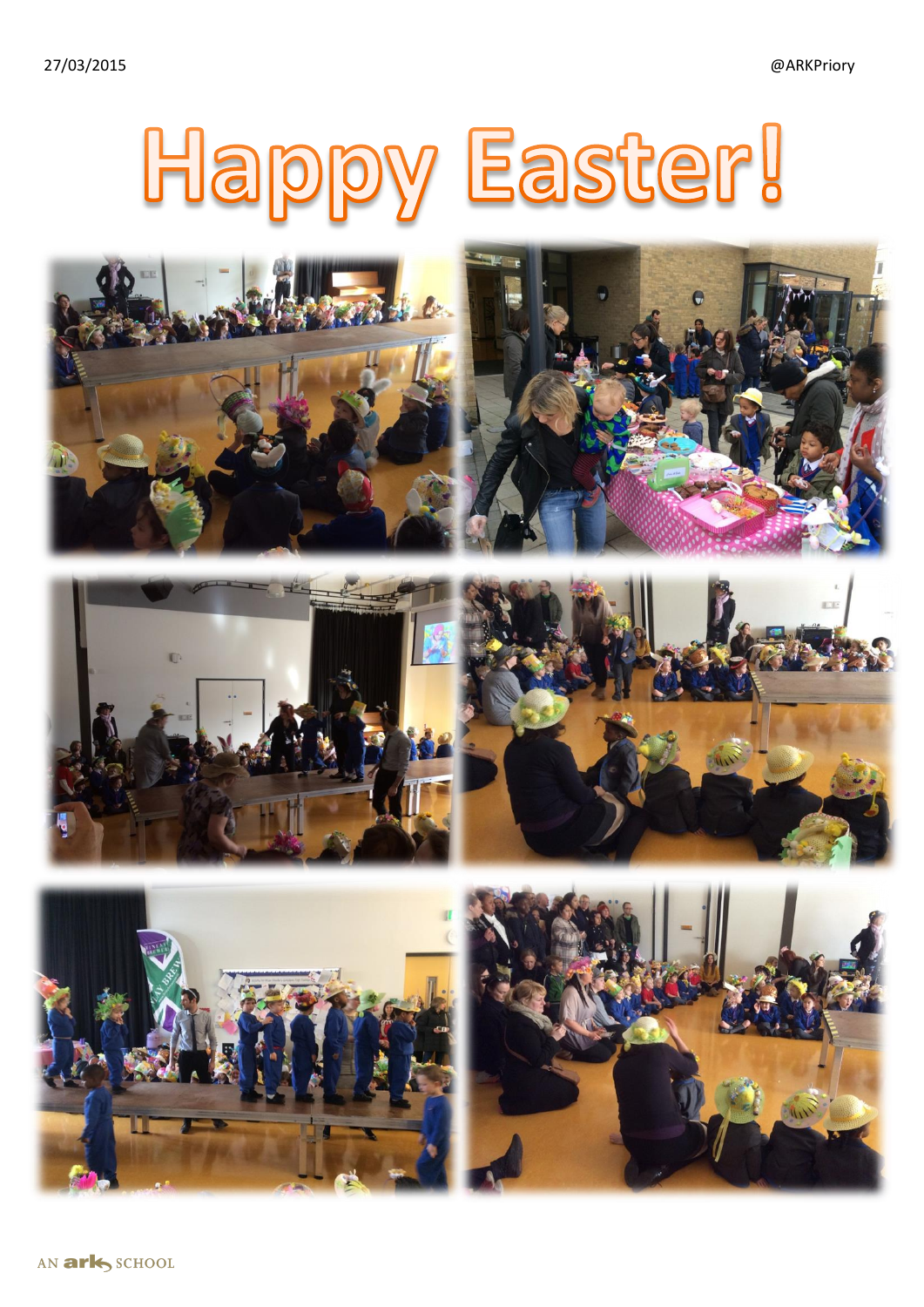27/03/2015

@ARKPriory

# Happy Easter!

AN ark SCHOOL